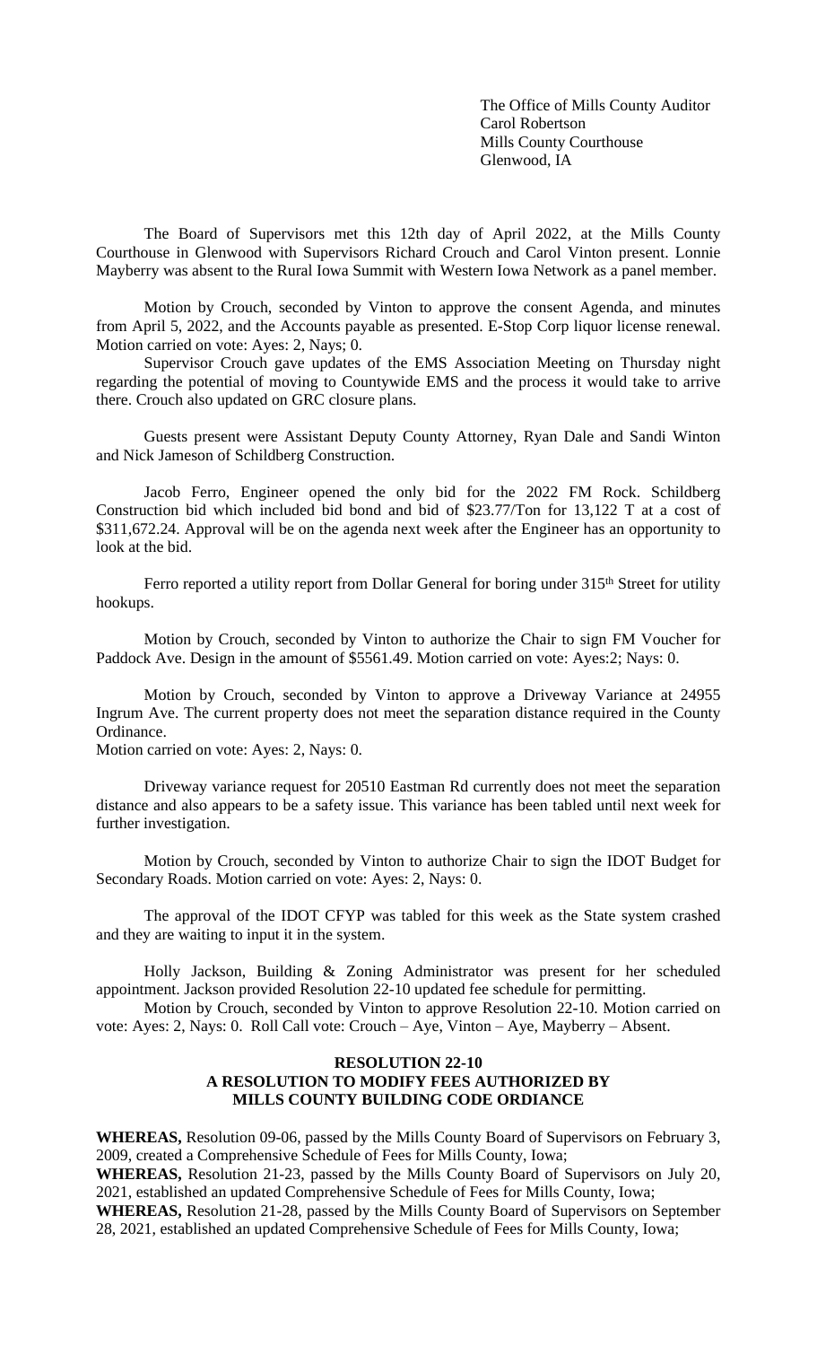The Office of Mills County Auditor
Carol Robertson
Mills County Courthouse
Glenwood, IA

The Board of Supervisors met this 12th day of April 2022, at the Mills County Courthouse in Glenwood with Supervisors Richard Crouch and Carol Vinton present. Lonnie Mayberry was absent to the Rural Iowa Summit with Western Iowa Network as a panel member.

Motion by Crouch, seconded by Vinton to approve the consent Agenda, and minutes from April 5, 2022, and the Accounts payable as presented. E-Stop Corp liquor license renewal. Motion carried on vote: Ayes: 2, Nays; 0.

Supervisor Crouch gave updates of the EMS Association Meeting on Thursday night regarding the potential of moving to Countywide EMS and the process it would take to arrive there. Crouch also updated on GRC closure plans.

Guests present were Assistant Deputy County Attorney, Ryan Dale and Sandi Winton and Nick Jameson of Schildberg Construction.

Jacob Ferro, Engineer opened the only bid for the 2022 FM Rock. Schildberg Construction bid which included bid bond and bid of $23.77/Ton for 13,122 T at a cost of $311,672.24. Approval will be on the agenda next week after the Engineer has an opportunity to look at the bid.

Ferro reported a utility report from Dollar General for boring under 315th Street for utility hookups.

Motion by Crouch, seconded by Vinton to authorize the Chair to sign FM Voucher for Paddock Ave. Design in the amount of $5561.49. Motion carried on vote: Ayes:2; Nays: 0.

Motion by Crouch, seconded by Vinton to approve a Driveway Variance at 24955 Ingrum Ave. The current property does not meet the separation distance required in the County Ordinance.
Motion carried on vote: Ayes: 2, Nays: 0.

Driveway variance request for 20510 Eastman Rd currently does not meet the separation distance and also appears to be a safety issue. This variance has been tabled until next week for further investigation.

Motion by Crouch, seconded by Vinton to authorize Chair to sign the IDOT Budget for Secondary Roads. Motion carried on vote: Ayes: 2, Nays: 0.

The approval of the IDOT CFYP was tabled for this week as the State system crashed and they are waiting to input it in the system.

Holly Jackson, Building & Zoning Administrator was present for her scheduled appointment. Jackson provided Resolution 22-10 updated fee schedule for permitting.

Motion by Crouch, seconded by Vinton to approve Resolution 22-10. Motion carried on vote: Ayes: 2, Nays: 0. Roll Call vote: Crouch – Aye, Vinton – Aye, Mayberry – Absent.

**RESOLUTION 22-10**
**A RESOLUTION TO MODIFY FEES AUTHORIZED BY MILLS COUNTY BUILDING CODE ORDIANCE**

**WHEREAS,** Resolution 09-06, passed by the Mills County Board of Supervisors on February 3, 2009, created a Comprehensive Schedule of Fees for Mills County, Iowa;

**WHEREAS,** Resolution 21-23, passed by the Mills County Board of Supervisors on July 20, 2021, established an updated Comprehensive Schedule of Fees for Mills County, Iowa;

**WHEREAS,** Resolution 21-28, passed by the Mills County Board of Supervisors on September 28, 2021, established an updated Comprehensive Schedule of Fees for Mills County, Iowa;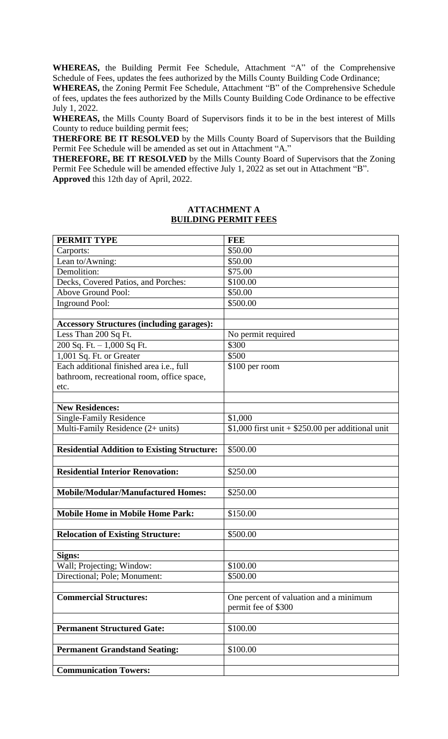**WHEREAS,** the Building Permit Fee Schedule, Attachment "A" of the Comprehensive Schedule of Fees, updates the fees authorized by the Mills County Building Code Ordinance;

**WHEREAS,** the Zoning Permit Fee Schedule, Attachment "B" of the Comprehensive Schedule of fees, updates the fees authorized by the Mills County Building Code Ordinance to be effective July 1, 2022.

**WHEREAS,** the Mills County Board of Supervisors finds it to be in the best interest of Mills County to reduce building permit fees;

**THERFORE BE IT RESOLVED** by the Mills County Board of Supervisors that the Building Permit Fee Schedule will be amended as set out in Attachment "A."

**THEREFORE, BE IT RESOLVED** by the Mills County Board of Supervisors that the Zoning Permit Fee Schedule will be amended effective July 1, 2022 as set out in Attachment "B".

**Approved** this 12th day of April, 2022.

## ATTACHMENT A
## BUILDING PERMIT FEES

| PERMIT TYPE | FEE |
|---|---|
| Carports: | $50.00 |
| Lean to/Awning: | $50.00 |
| Demolition: | $75.00 |
| Decks, Covered Patios, and Porches: | $100.00 |
| Above Ground Pool: | $50.00 |
| Inground Pool: | $500.00 |
| | |
| **Accessory Structures (including garages):** | |
| Less Than 200 Sq Ft. | No permit required |
| 200 Sq. Ft. – 1,000 Sq Ft. | $300 |
| 1,001 Sq. Ft. or Greater | $500 |
| Each additional finished area i.e., full bathroom, recreational room, office space, etc. | $100 per room |
| | |
| **New Residences:** | |
| Single-Family Residence | $1,000 |
| Multi-Family Residence (2+ units) | $1,000 first unit + $250.00 per additional unit |
| | |
| **Residential Addition to Existing Structure:** | $500.00 |
| | |
| **Residential Interior Renovation:** | $250.00 |
| | |
| **Mobile/Modular/Manufactured Homes:** | $250.00 |
| | |
| **Mobile Home in Mobile Home Park:** | $150.00 |
| | |
| **Relocation of Existing Structure:** | $500.00 |
| | |
| **Signs:** | |
| Wall; Projecting; Window: | $100.00 |
| Directional; Pole; Monument: | $500.00 |
| | |
| **Commercial Structures:** | One percent of valuation and a minimum permit fee of $300 |
| | |
| **Permanent Structured Gate:** | $100.00 |
| | |
| **Permanent Grandstand Seating:** | $100.00 |
| | |
| **Communication Towers:** | |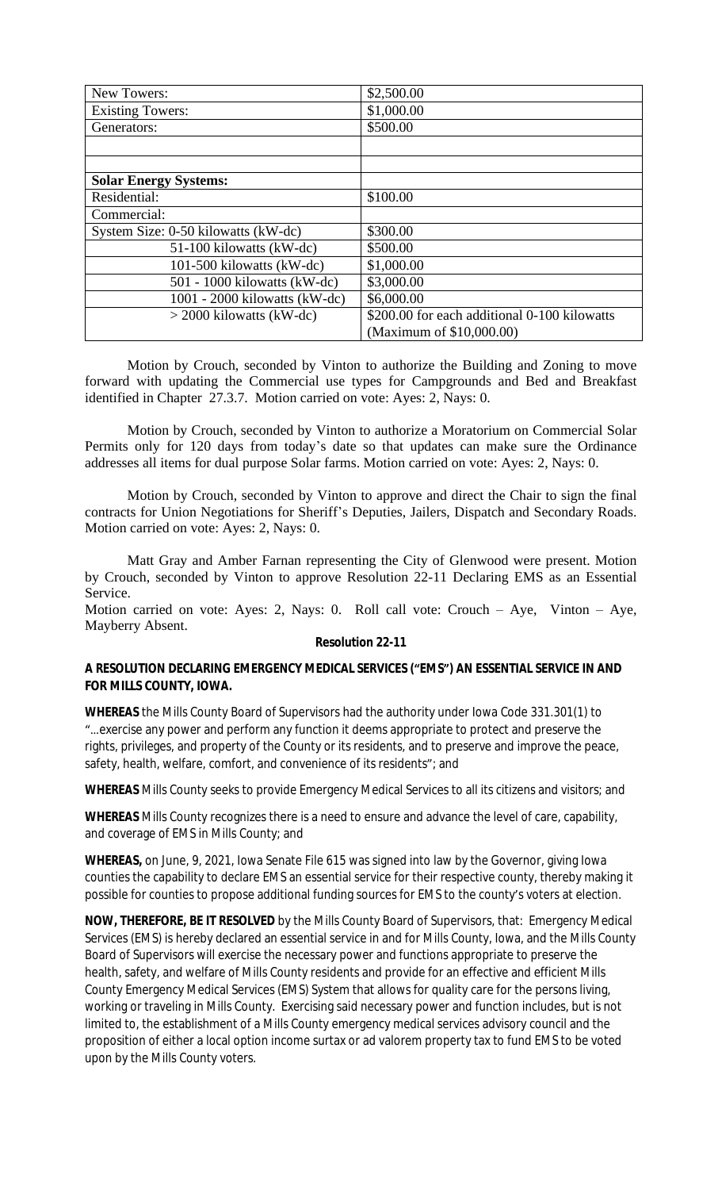| New Towers: | $2,500.00 |
| --- | --- |
| Existing Towers: | $1,000.00 |
| Generators: | $500.00 |
| | |
| | |
| **Solar Energy Systems:** | |
| Residential: | $100.00 |
| Commercial: | |
| System Size: 0-50 kilowatts (kW-dc) | $300.00 |
| 51-100 kilowatts (kW-dc) | $500.00 |
| 101-500 kilowatts (kW-dc) | $1,000.00 |
| 501 - 1000 kilowatts (kW-dc) | $3,000.00 |
| 1001 - 2000 kilowatts (kW-dc) | $6,000.00 |
| > 2000 kilowatts (kW-dc) | $200.00 for each additional 0-100 kilowatts (Maximum of $10,000.00) |

Motion by Crouch, seconded by Vinton to authorize the Building and Zoning to move forward with updating the Commercial use types for Campgrounds and Bed and Breakfast identified in Chapter 27.3.7. Motion carried on vote: Ayes: 2, Nays: 0.

Motion by Crouch, seconded by Vinton to authorize a Moratorium on Commercial Solar Permits only for 120 days from today's date so that updates can make sure the Ordinance addresses all items for dual purpose Solar farms. Motion carried on vote: Ayes: 2, Nays: 0.

Motion by Crouch, seconded by Vinton to approve and direct the Chair to sign the final contracts for Union Negotiations for Sheriff's Deputies, Jailers, Dispatch and Secondary Roads. Motion carried on vote: Ayes: 2, Nays: 0.

Matt Gray and Amber Farnan representing the City of Glenwood were present. Motion by Crouch, seconded by Vinton to approve Resolution 22-11 Declaring EMS as an Essential Service.

Motion carried on vote: Ayes: 2, Nays: 0. Roll call vote: Crouch – Aye, Vinton – Aye, Mayberry Absent.

**Resolution 22-11**

**A RESOLUTION DECLARING EMERGENCY MEDICAL SERVICES ("EMS") AN ESSENTIAL SERVICE IN AND FOR MILLS COUNTY, IOWA.**

**WHEREAS** the Mills County Board of Supervisors had the authority under Iowa Code 331.301(1) to "...exercise any power and perform any function it deems appropriate to protect and preserve the rights, privileges, and property of the County or its residents, and to preserve and improve the peace, safety, health, welfare, comfort, and convenience of its residents"; and

**WHEREAS** Mills County seeks to provide Emergency Medical Services to all its citizens and visitors; and

**WHEREAS** Mills County recognizes there is a need to ensure and advance the level of care, capability, and coverage of EMS in Mills County; and

**WHEREAS,** on June, 9, 2021, Iowa Senate File 615 was signed into law by the Governor, giving Iowa counties the capability to declare EMS an essential service for their respective county, thereby making it possible for counties to propose additional funding sources for EMS to the county's voters at election.

**NOW, THEREFORE, BE IT RESOLVED** by the Mills County Board of Supervisors, that: Emergency Medical Services (EMS) is hereby declared an essential service in and for Mills County, Iowa, and the Mills County Board of Supervisors will exercise the necessary power and functions appropriate to preserve the health, safety, and welfare of Mills County residents and provide for an effective and efficient Mills County Emergency Medical Services (EMS) System that allows for quality care for the persons living, working or traveling in Mills County. Exercising said necessary power and function includes, but is not limited to, the establishment of a Mills County emergency medical services advisory council and the proposition of either a local option income surtax or ad valorem property tax to fund EMS to be voted upon by the Mills County voters.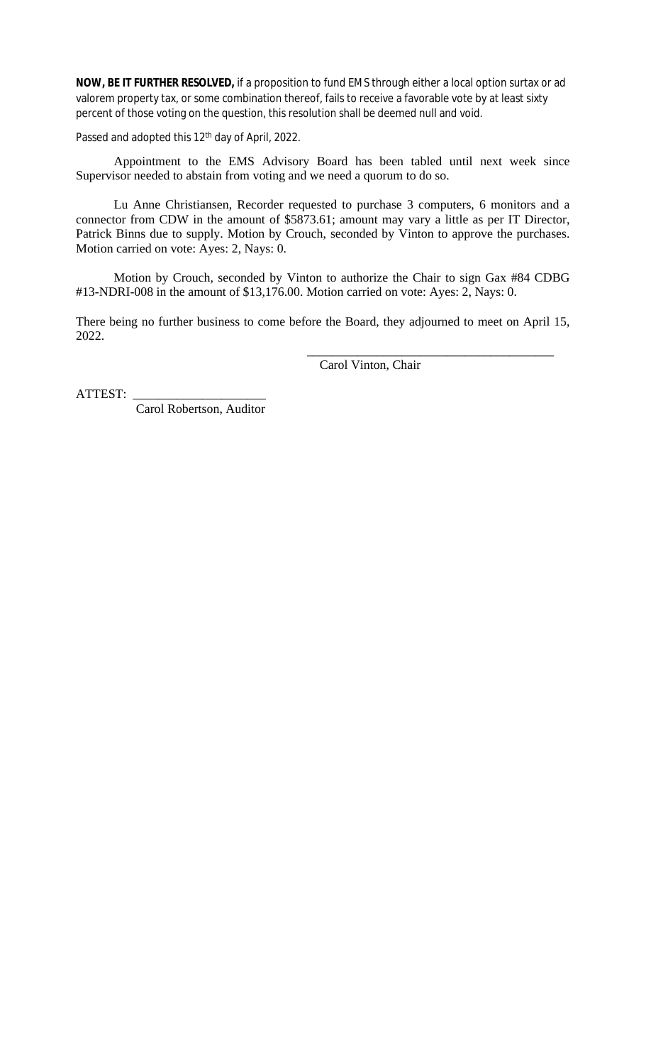**NOW, BE IT FURTHER RESOLVED,** if a proposition to fund EMS through either a local option surtax or ad valorem property tax, or some combination thereof, fails to receive a favorable vote by at least sixty percent of those voting on the question, this resolution shall be deemed null and void.

Passed and adopted this 12th day of April, 2022.

Appointment to the EMS Advisory Board has been tabled until next week since Supervisor needed to abstain from voting and we need a quorum to do so.

Lu Anne Christiansen, Recorder requested to purchase 3 computers, 6 monitors and a connector from CDW in the amount of $5873.61; amount may vary a little as per IT Director, Patrick Binns due to supply. Motion by Crouch, seconded by Vinton to approve the purchases. Motion carried on vote: Ayes: 2, Nays: 0.

Motion by Crouch, seconded by Vinton to authorize the Chair to sign Gax #84 CDBG #13-NDRI-008 in the amount of $13,176.00. Motion carried on vote: Ayes: 2, Nays: 0.

There being no further business to come before the Board, they adjourned to meet on April 15, 2022.

\_\_\_\_\_\_\_\_\_\_\_\_\_\_\_\_\_\_\_\_\_\_\_\_\_\_\_\_\_\_\_\_\_\_\_\_\_\_\_\_

Carol Vinton, Chair

ATTEST: \_\_\_\_\_\_\_\_\_\_\_\_\_\_\_\_\_\_\_\_\_

Carol Robertson, Auditor